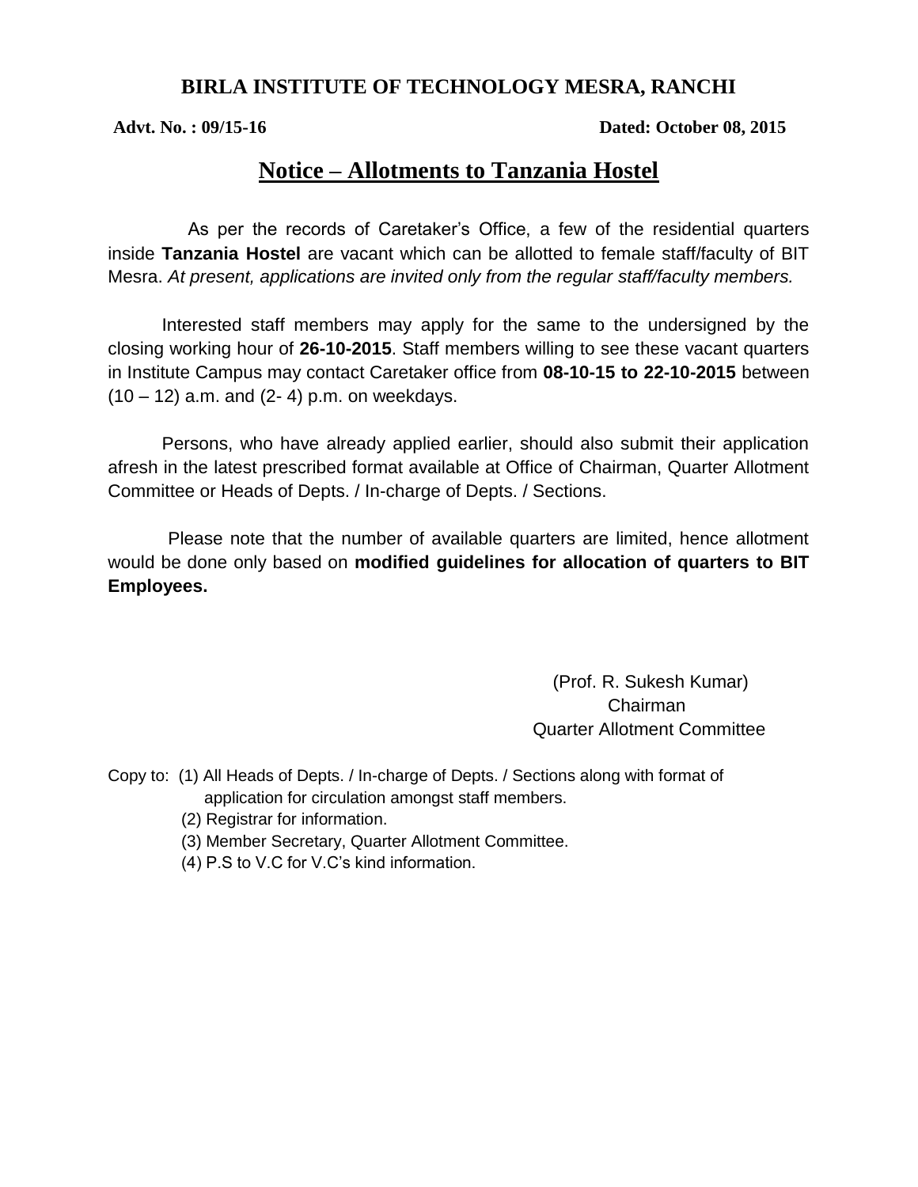# BIRLA INSTITUTE OF TECHNOLOGY MESRA, RANCHI

**Advt. No. : 09/15-16** **Dated: October 08, 2015**

## Notice – Allotments to Tanzania Hostel

As per the records of Caretaker's Office, a few of the residential quarters inside **Tanzania Hostel** are vacant which can be allotted to female staff/faculty of BIT Mesra. *At present, applications are invited only from the regular staff/faculty members.*

Interested staff members may apply for the same to the undersigned by the closing working hour of **26-10-2015**. Staff members willing to see these vacant quarters in Institute Campus may contact Caretaker office from **08-10-15 to 22-10-2015** between (10 – 12) a.m. and (2- 4) p.m. on weekdays.

Persons, who have already applied earlier, should also submit their application afresh in the latest prescribed format available at Office of Chairman, Quarter Allotment Committee or Heads of Depts. / In-charge of Depts. / Sections.

Please note that the number of available quarters are limited, hence allotment would be done only based on **modified guidelines for allocation of quarters to BIT Employees.**

(Prof. R. Sukesh Kumar)
Chairman
Quarter Allotment Committee

Copy to:
(1) All Heads of Depts. / In-charge of Depts. / Sections along with format of application for circulation amongst staff members.
(2) Registrar for information.
(3) Member Secretary, Quarter Allotment Committee.
(4) P.S to V.C for V.C's kind information.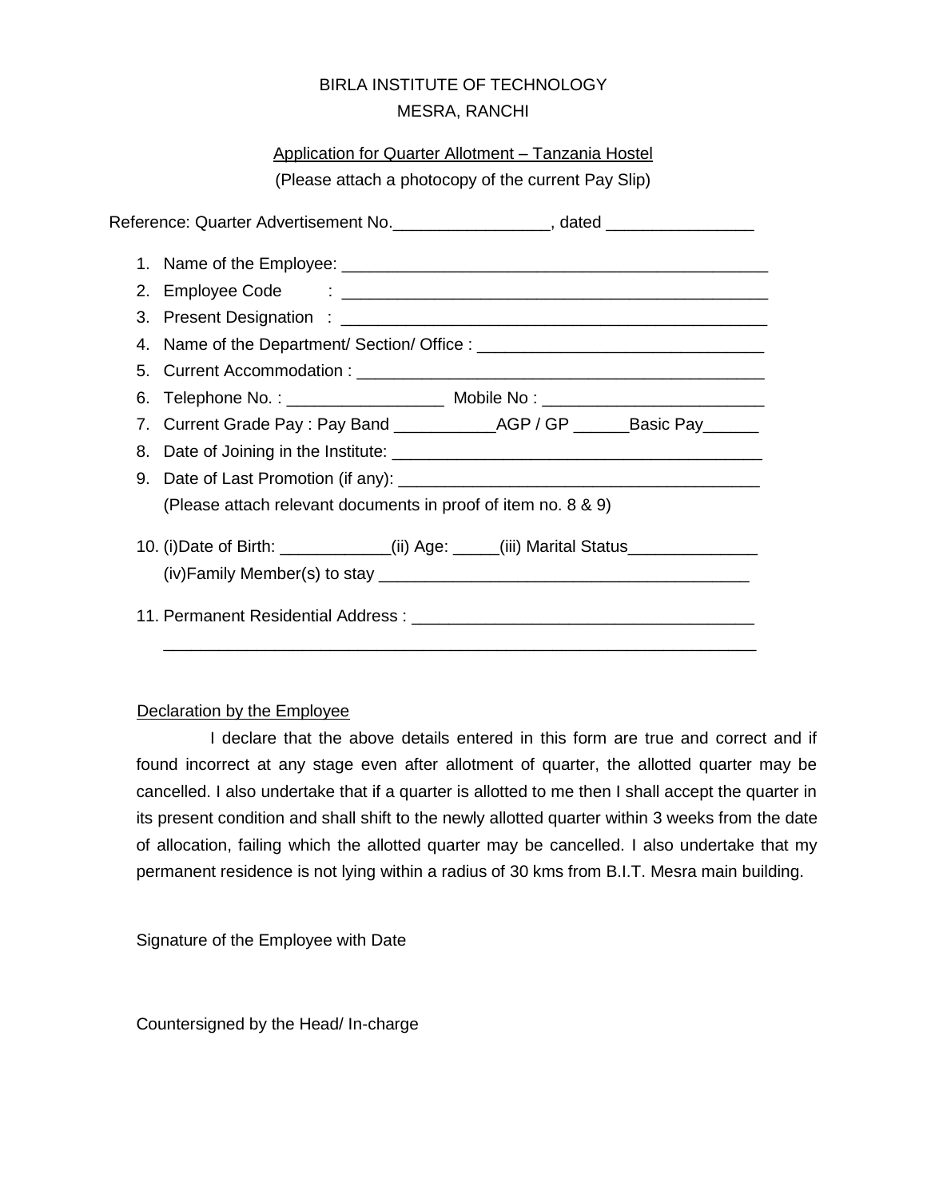BIRLA INSTITUTE OF TECHNOLOGY

MESRA, RANCHI

Application for Quarter Allotment – Tanzania Hostel

(Please attach a photocopy of the current Pay Slip)

Reference: Quarter Advertisement No.________________, dated _______________

1. Name of the Employee: _____________________________________________
2. Employee Code : _____________________________________________
3. Present Designation : _____________________________________________
4. Name of the Department/ Section/ Office : ______________________________
5. Current Accommodation : ___________________________________________
6. Telephone No. : ________________ Mobile No : _______________________
7. Current Grade Pay : Pay Band __________AGP / GP ______Basic Pay______
8. Date of Joining in the Institute: _______________________________________
9. Date of Last Promotion (if any): ______________________________________

   (Please attach relevant documents in proof of item no. 8 & 9)

10. (i)Date of Birth: ___________(ii) Age: _____(iii) Marital Status_____________

    (iv)Family Member(s) to stay _______________________________________

11. Permanent Residential Address : ____________________________________

    ______________________________________________________________

Declaration by the Employee

I declare that the above details entered in this form are true and correct and if found incorrect at any stage even after allotment of quarter, the allotted quarter may be cancelled. I also undertake that if a quarter is allotted to me then I shall accept the quarter in its present condition and shall shift to the newly allotted quarter within 3 weeks from the date of allocation, failing which the allotted quarter may be cancelled. I also undertake that my permanent residence is not lying within a radius of 30 kms from B.I.T. Mesra main building.

Signature of the Employee with Date

Countersigned by the Head/ In-charge